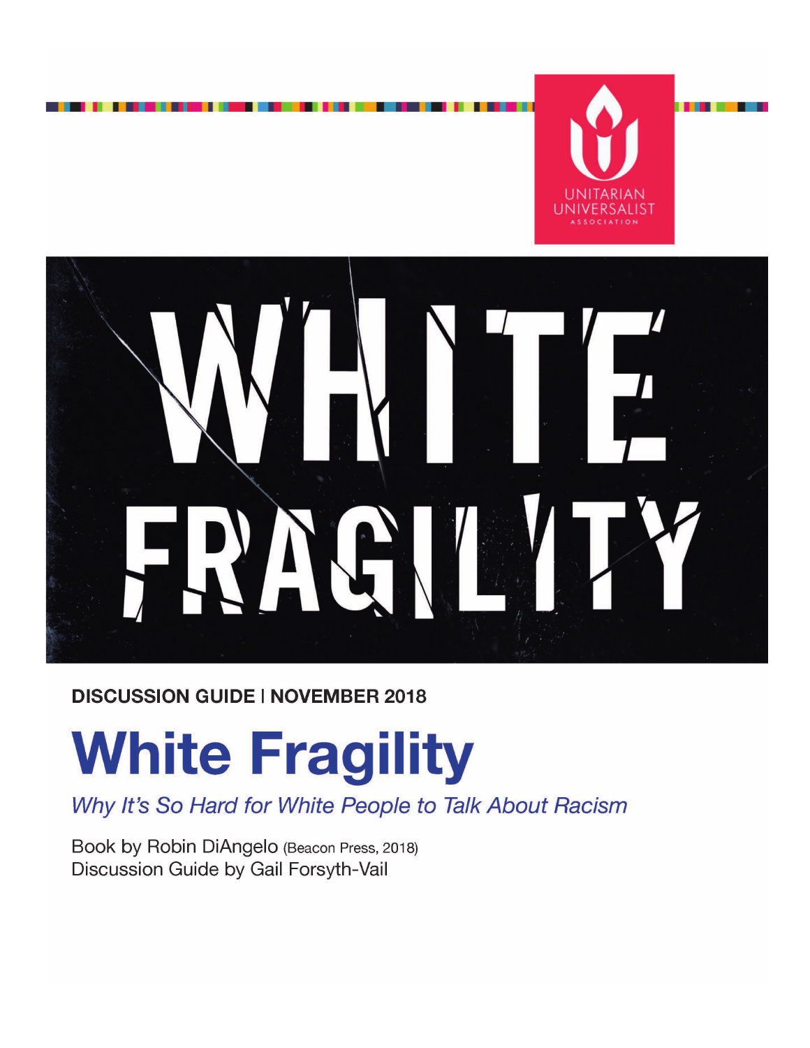UNITARIAN UNIVERSALIST ASSOCIATION

WHITE FRAGILITY

**DISCUSSION GUIDE | NOVEMBER 2018**

# White Fragility

*Why It's So Hard for White People to Talk About Racism*

Book by Robin DiAngelo (Beacon Press, 2018)
Discussion Guide by Gail Forsyth-Vail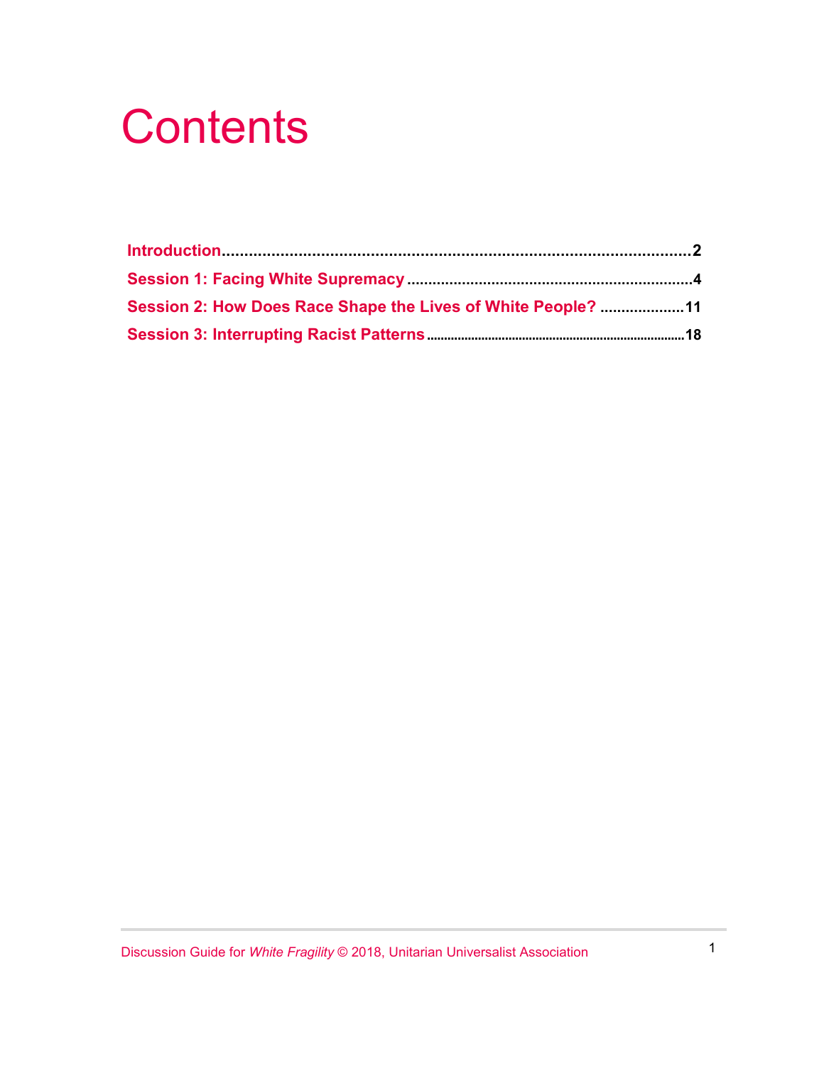# Contents

Introduction........................................................................................................2

Session 1: Facing White Supremacy ..................................................................4

Session 2: How Does Race Shape the Lives of White People? ....................11

Session 3: Interrupting Racist Patterns..........................................................18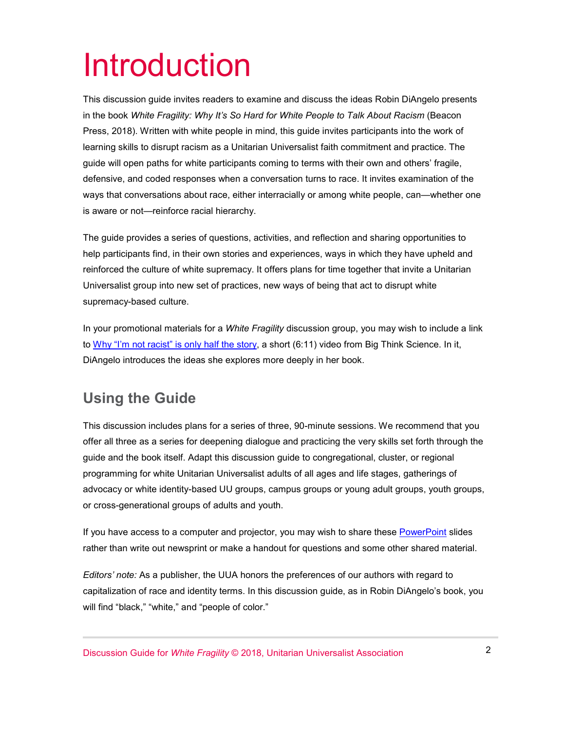# Introduction

This discussion guide invites readers to examine and discuss the ideas Robin DiAngelo presents in the book *White Fragility: Why It's So Hard for White People to Talk About Racism* (Beacon Press, 2018). Written with white people in mind, this guide invites participants into the work of learning skills to disrupt racism as a Unitarian Universalist faith commitment and practice. The guide will open paths for white participants coming to terms with their own and others' fragile, defensive, and coded responses when a conversation turns to race. It invites examination of the ways that conversations about race, either interracially or among white people, can—whether one is aware or not—reinforce racial hierarchy.

The guide provides a series of questions, activities, and reflection and sharing opportunities to help participants find, in their own stories and experiences, ways in which they have upheld and reinforced the culture of white supremacy. It offers plans for time together that invite a Unitarian Universalist group into new set of practices, new ways of being that act to disrupt white supremacy-based culture.

In your promotional materials for a *White Fragility* discussion group, you may wish to include a link to Why "I'm not racist" is only half the story, a short (6:11) video from Big Think Science. In it, DiAngelo introduces the ideas she explores more deeply in her book.

## Using the Guide

This discussion includes plans for a series of three, 90-minute sessions. We recommend that you offer all three as a series for deepening dialogue and practicing the very skills set forth through the guide and the book itself. Adapt this discussion guide to congregational, cluster, or regional programming for white Unitarian Universalist adults of all ages and life stages, gatherings of advocacy or white identity-based UU groups, campus groups or young adult groups, youth groups, or cross-generational groups of adults and youth.

If you have access to a computer and projector, you may wish to share these PowerPoint slides rather than write out newsprint or make a handout for questions and some other shared material.

*Editors' note:* As a publisher, the UUA honors the preferences of our authors with regard to capitalization of race and identity terms. In this discussion guide, as in Robin DiAngelo's book, you will find "black," "white," and "people of color."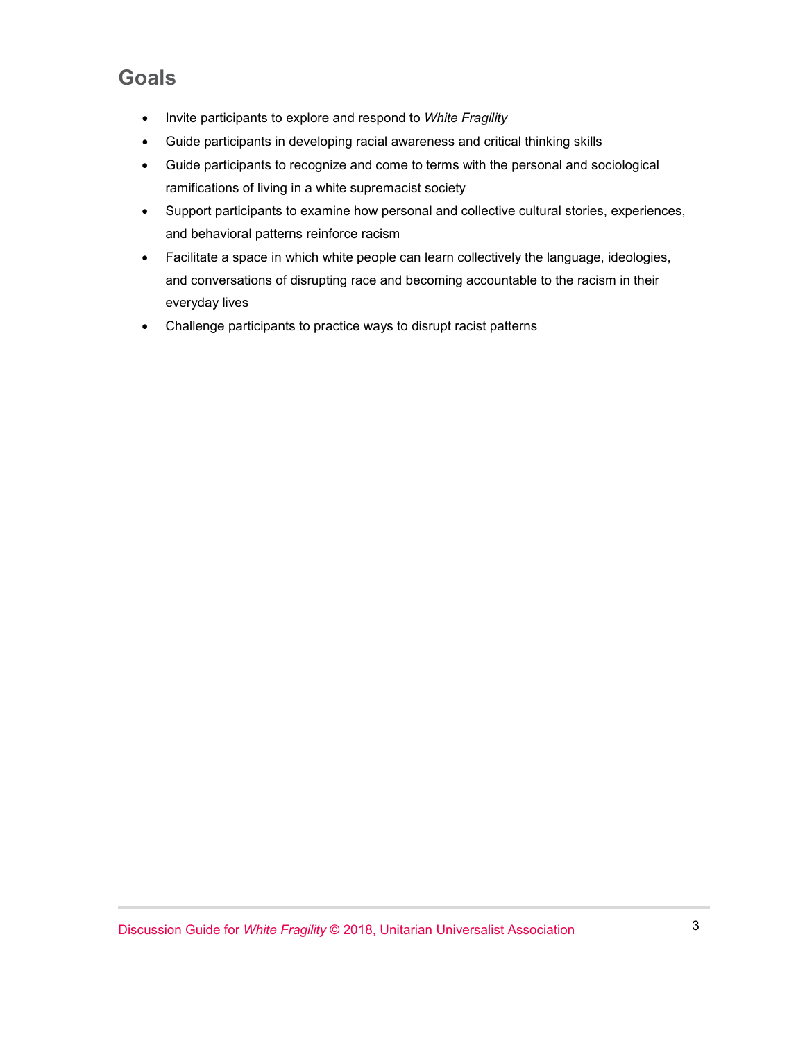## Goals

- Invite participants to explore and respond to *White Fragility*
- Guide participants in developing racial awareness and critical thinking skills
- Guide participants to recognize and come to terms with the personal and sociological ramifications of living in a white supremacist society
- Support participants to examine how personal and collective cultural stories, experiences, and behavioral patterns reinforce racism
- Facilitate a space in which white people can learn collectively the language, ideologies, and conversations of disrupting race and becoming accountable to the racism in their everyday lives
- Challenge participants to practice ways to disrupt racist patterns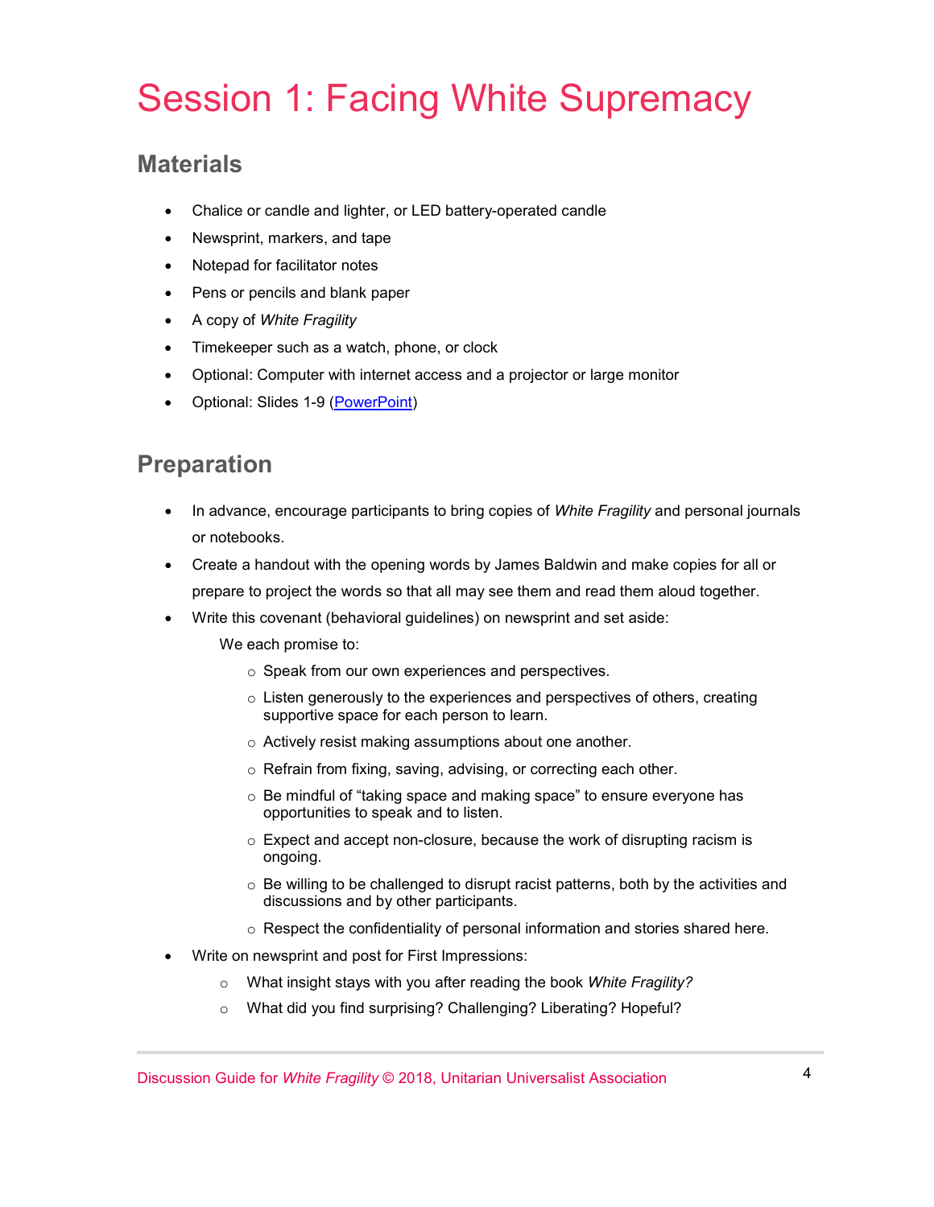# Session 1: Facing White Supremacy

## Materials

- Chalice or candle and lighter, or LED battery-operated candle
- Newsprint, markers, and tape
- Notepad for facilitator notes
- Pens or pencils and blank paper
- A copy of *White Fragility*
- Timekeeper such as a watch, phone, or clock
- Optional: Computer with internet access and a projector or large monitor
- Optional: Slides 1-9 (PowerPoint)

## Preparation

- In advance, encourage participants to bring copies of *White Fragility* and personal journals or notebooks.
- Create a handout with the opening words by James Baldwin and make copies for all or prepare to project the words so that all may see them and read them aloud together.
- Write this covenant (behavioral guidelines) on newsprint and set aside:

  We each promise to:

  - Speak from our own experiences and perspectives.
  - Listen generously to the experiences and perspectives of others, creating supportive space for each person to learn.
  - Actively resist making assumptions about one another.
  - Refrain from fixing, saving, advising, or correcting each other.
  - Be mindful of "taking space and making space" to ensure everyone has opportunities to speak and to listen.
  - Expect and accept non-closure, because the work of disrupting racism is ongoing.
  - Be willing to be challenged to disrupt racist patterns, both by the activities and discussions and by other participants.
  - Respect the confidentiality of personal information and stories shared here.
- Write on newsprint and post for First Impressions:
  - What insight stays with you after reading the book *White Fragility?*
  - What did you find surprising? Challenging? Liberating? Hopeful?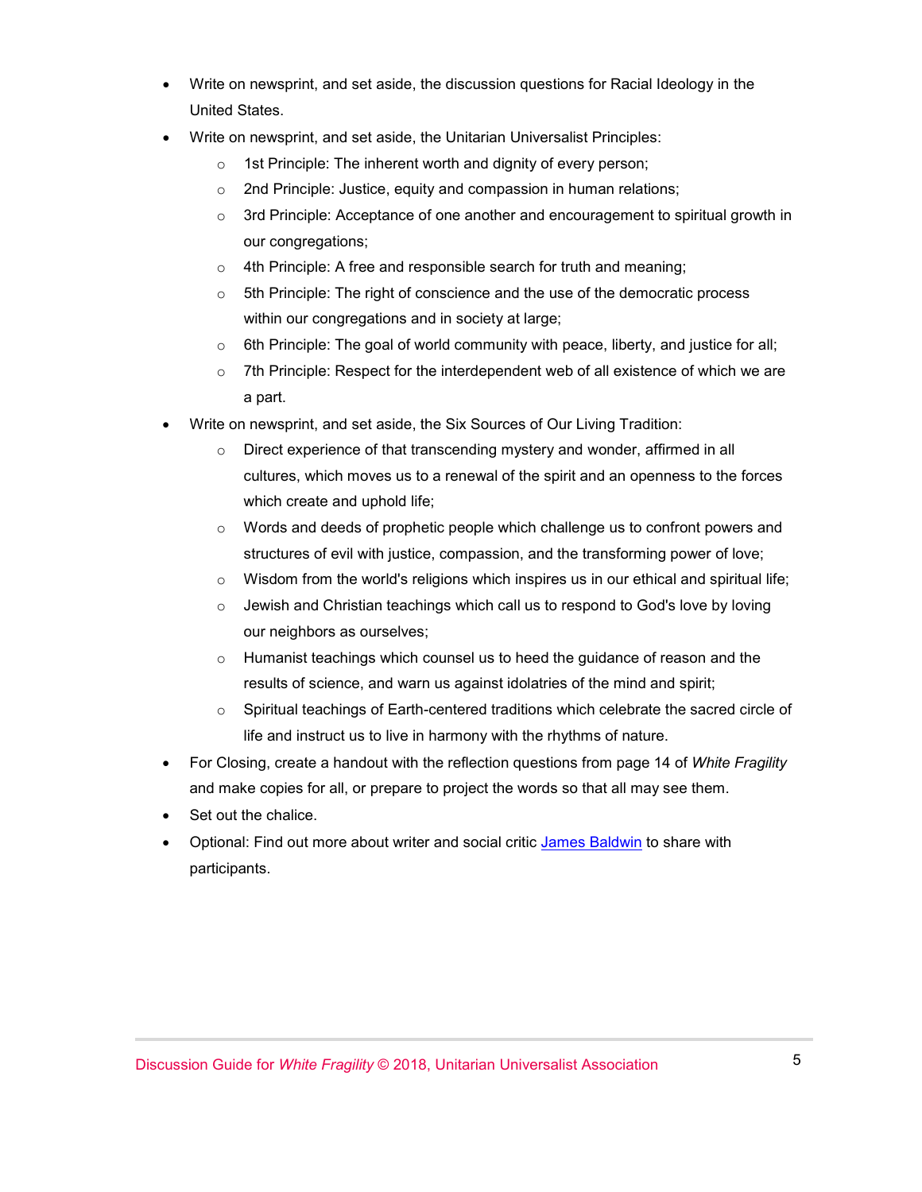- Write on newsprint, and set aside, the discussion questions for Racial Ideology in the United States.
- Write on newsprint, and set aside, the Unitarian Universalist Principles:
    - 1st Principle: The inherent worth and dignity of every person;
    - 2nd Principle: Justice, equity and compassion in human relations;
    - 3rd Principle: Acceptance of one another and encouragement to spiritual growth in our congregations;
    - 4th Principle: A free and responsible search for truth and meaning;
    - 5th Principle: The right of conscience and the use of the democratic process within our congregations and in society at large;
    - 6th Principle: The goal of world community with peace, liberty, and justice for all;
    - 7th Principle: Respect for the interdependent web of all existence of which we are a part.
- Write on newsprint, and set aside, the Six Sources of Our Living Tradition:
    - Direct experience of that transcending mystery and wonder, affirmed in all cultures, which moves us to a renewal of the spirit and an openness to the forces which create and uphold life;
    - Words and deeds of prophetic people which challenge us to confront powers and structures of evil with justice, compassion, and the transforming power of love;
    - Wisdom from the world's religions which inspires us in our ethical and spiritual life;
    - Jewish and Christian teachings which call us to respond to God's love by loving our neighbors as ourselves;
    - Humanist teachings which counsel us to heed the guidance of reason and the results of science, and warn us against idolatries of the mind and spirit;
    - Spiritual teachings of Earth-centered traditions which celebrate the sacred circle of life and instruct us to live in harmony with the rhythms of nature.
- For Closing, create a handout with the reflection questions from page 14 of *White Fragility* and make copies for all, or prepare to project the words so that all may see them.
- Set out the chalice.
- Optional: Find out more about writer and social critic James Baldwin to share with participants.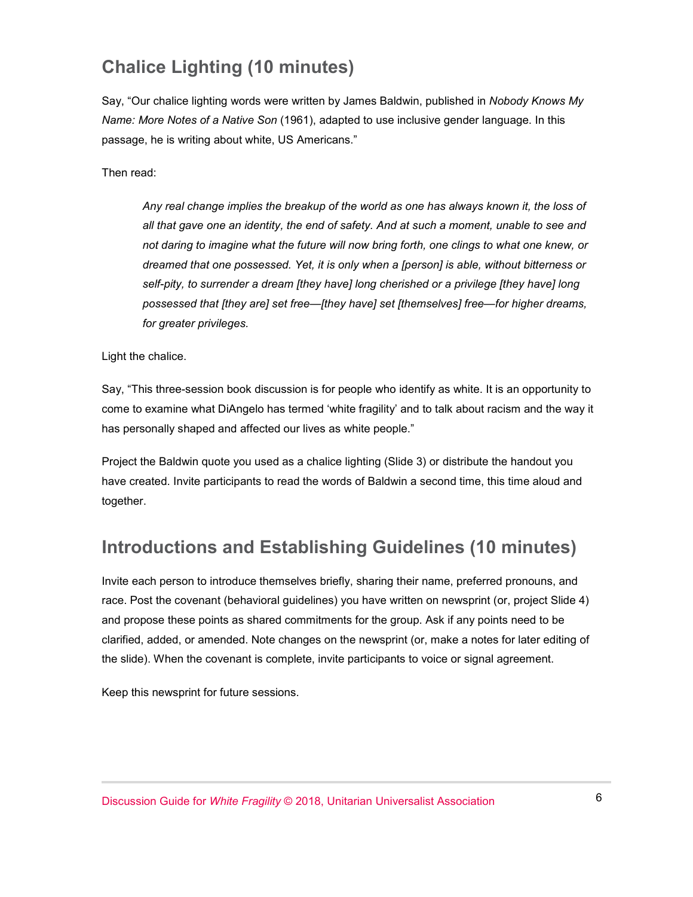## Chalice Lighting (10 minutes)

Say, "Our chalice lighting words were written by James Baldwin, published in *Nobody Knows My Name: More Notes of a Native Son* (1961), adapted to use inclusive gender language. In this passage, he is writing about white, US Americans."

Then read:

> *Any real change implies the breakup of the world as one has always known it, the loss of all that gave one an identity, the end of safety. And at such a moment, unable to see and not daring to imagine what the future will now bring forth, one clings to what one knew, or dreamed that one possessed. Yet, it is only when a [person] is able, without bitterness or self-pity, to surrender a dream [they have] long cherished or a privilege [they have] long possessed that [they are] set free—[they have] set [themselves] free—for higher dreams, for greater privileges.*

Light the chalice.

Say, "This three-session book discussion is for people who identify as white. It is an opportunity to come to examine what DiAngelo has termed 'white fragility' and to talk about racism and the way it has personally shaped and affected our lives as white people."

Project the Baldwin quote you used as a chalice lighting (Slide 3) or distribute the handout you have created. Invite participants to read the words of Baldwin a second time, this time aloud and together.

## Introductions and Establishing Guidelines (10 minutes)

Invite each person to introduce themselves briefly, sharing their name, preferred pronouns, and race. Post the covenant (behavioral guidelines) you have written on newsprint (or, project Slide 4) and propose these points as shared commitments for the group. Ask if any points need to be clarified, added, or amended. Note changes on the newsprint (or, make a notes for later editing of the slide). When the covenant is complete, invite participants to voice or signal agreement.

Keep this newsprint for future sessions.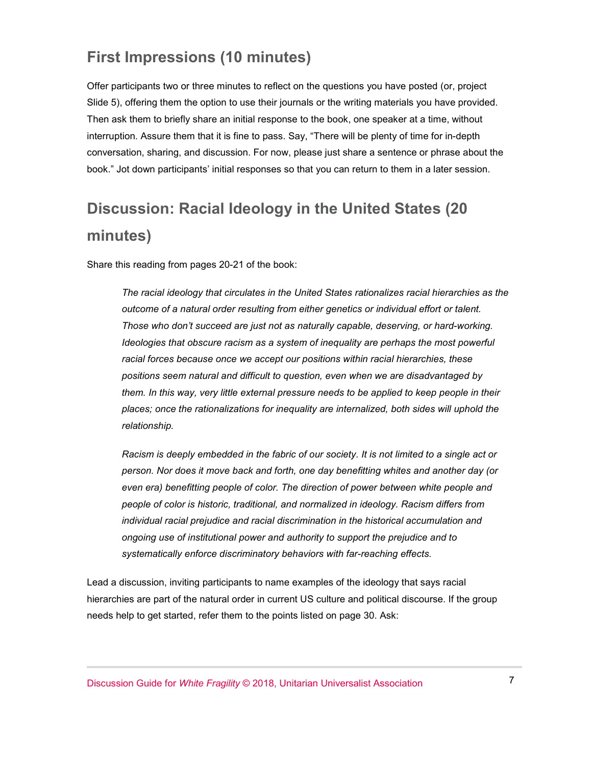## First Impressions (10 minutes)

Offer participants two or three minutes to reflect on the questions you have posted (or, project Slide 5), offering them the option to use their journals or the writing materials you have provided. Then ask them to briefly share an initial response to the book, one speaker at a time, without interruption. Assure them that it is fine to pass. Say, "There will be plenty of time for in-depth conversation, sharing, and discussion. For now, please just share a sentence or phrase about the book." Jot down participants' initial responses so that you can return to them in a later session.

## Discussion: Racial Ideology in the United States (20 minutes)

Share this reading from pages 20-21 of the book:

> *The racial ideology that circulates in the United States rationalizes racial hierarchies as the outcome of a natural order resulting from either genetics or individual effort or talent. Those who don't succeed are just not as naturally capable, deserving, or hard-working. Ideologies that obscure racism as a system of inequality are perhaps the most powerful racial forces because once we accept our positions within racial hierarchies, these positions seem natural and difficult to question, even when we are disadvantaged by them. In this way, very little external pressure needs to be applied to keep people in their places; once the rationalizations for inequality are internalized, both sides will uphold the relationship.*
>
> *Racism is deeply embedded in the fabric of our society. It is not limited to a single act or person. Nor does it move back and forth, one day benefitting whites and another day (or even era) benefitting people of color. The direction of power between white people and people of color is historic, traditional, and normalized in ideology. Racism differs from individual racial prejudice and racial discrimination in the historical accumulation and ongoing use of institutional power and authority to support the prejudice and to systematically enforce discriminatory behaviors with far-reaching effects.*

Lead a discussion, inviting participants to name examples of the ideology that says racial hierarchies are part of the natural order in current US culture and political discourse. If the group needs help to get started, refer them to the points listed on page 30. Ask: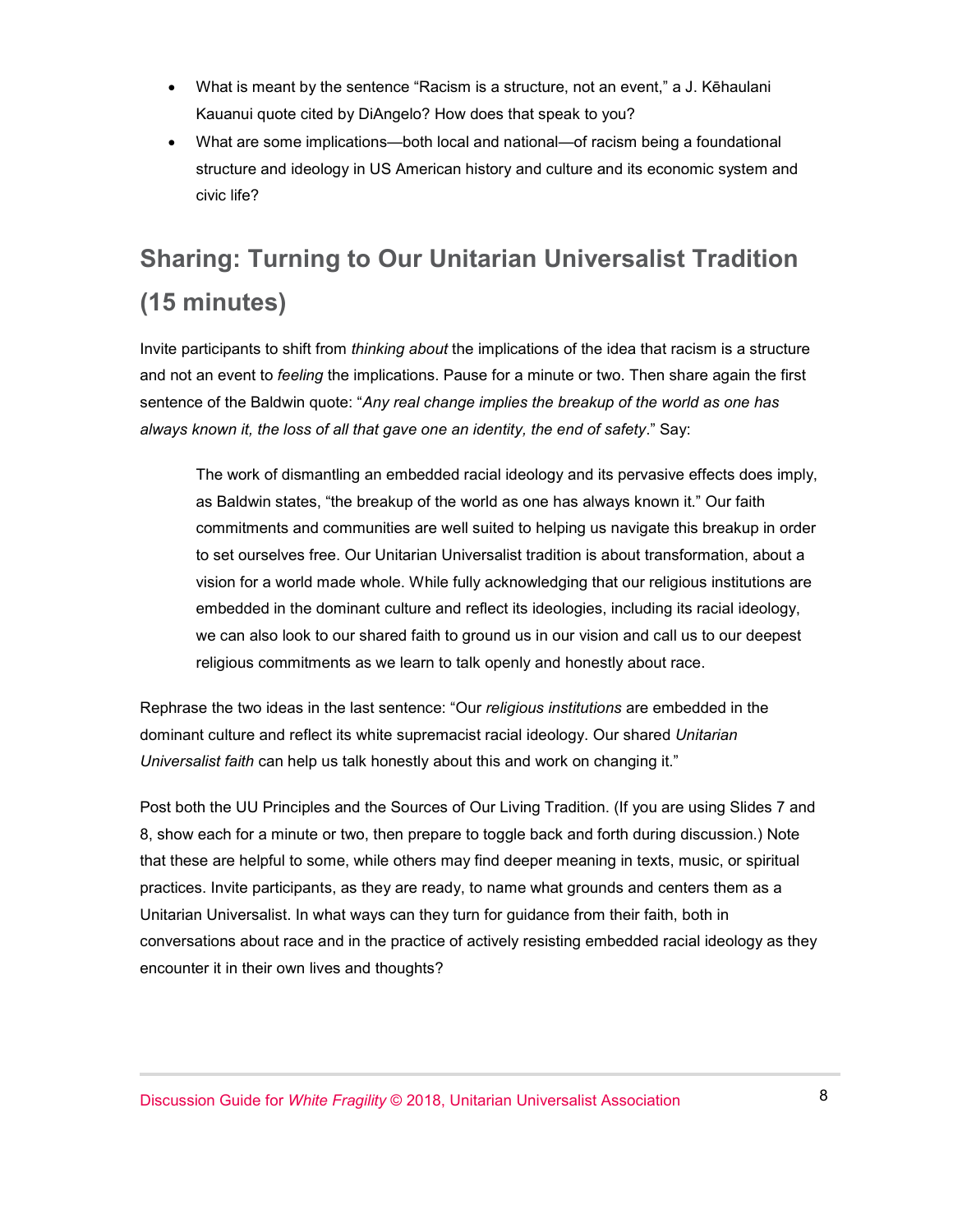- What is meant by the sentence "Racism is a structure, not an event," a J. Kēhaulani Kauanui quote cited by DiAngelo? How does that speak to you?
- What are some implications—both local and national—of racism being a foundational structure and ideology in US American history and culture and its economic system and civic life?

## Sharing: Turning to Our Unitarian Universalist Tradition (15 minutes)

Invite participants to shift from *thinking about* the implications of the idea that racism is a structure and not an event to *feeling* the implications. Pause for a minute or two. Then share again the first sentence of the Baldwin quote: "*Any real change implies the breakup of the world as one has always known it, the loss of all that gave one an identity, the end of safety*." Say:

> The work of dismantling an embedded racial ideology and its pervasive effects does imply, as Baldwin states, "the breakup of the world as one has always known it." Our faith commitments and communities are well suited to helping us navigate this breakup in order to set ourselves free. Our Unitarian Universalist tradition is about transformation, about a vision for a world made whole. While fully acknowledging that our religious institutions are embedded in the dominant culture and reflect its ideologies, including its racial ideology, we can also look to our shared faith to ground us in our vision and call us to our deepest religious commitments as we learn to talk openly and honestly about race.

Rephrase the two ideas in the last sentence: "Our *religious institutions* are embedded in the dominant culture and reflect its white supremacist racial ideology. Our shared *Unitarian Universalist faith* can help us talk honestly about this and work on changing it."

Post both the UU Principles and the Sources of Our Living Tradition. (If you are using Slides 7 and 8, show each for a minute or two, then prepare to toggle back and forth during discussion.) Note that these are helpful to some, while others may find deeper meaning in texts, music, or spiritual practices. Invite participants, as they are ready, to name what grounds and centers them as a Unitarian Universalist. In what ways can they turn for guidance from their faith, both in conversations about race and in the practice of actively resisting embedded racial ideology as they encounter it in their own lives and thoughts?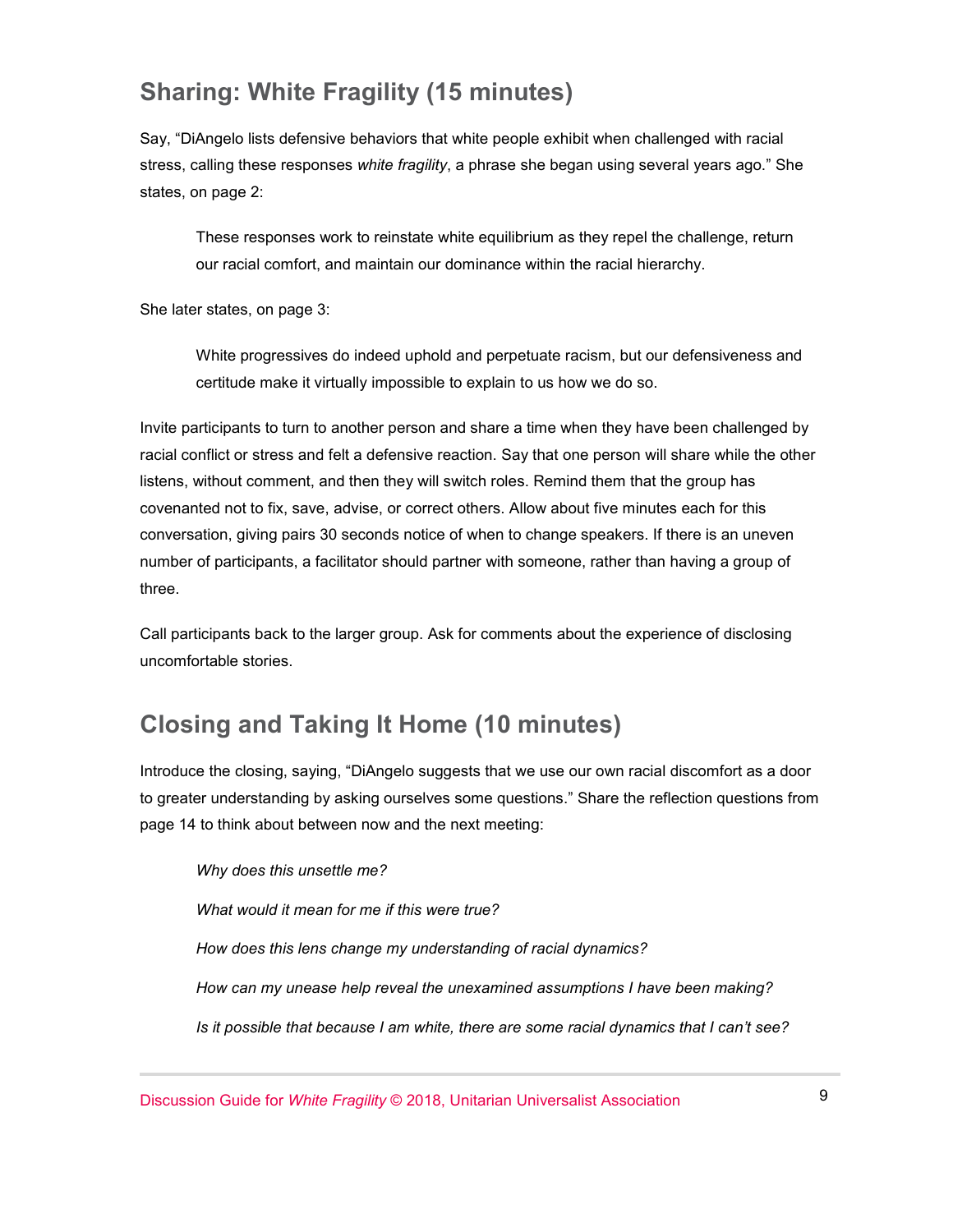## Sharing: White Fragility (15 minutes)

Say, "DiAngelo lists defensive behaviors that white people exhibit when challenged with racial stress, calling these responses *white fragility*, a phrase she began using several years ago." She states, on page 2:

> These responses work to reinstate white equilibrium as they repel the challenge, return our racial comfort, and maintain our dominance within the racial hierarchy.

She later states, on page 3:

> White progressives do indeed uphold and perpetuate racism, but our defensiveness and certitude make it virtually impossible to explain to us how we do so.

Invite participants to turn to another person and share a time when they have been challenged by racial conflict or stress and felt a defensive reaction. Say that one person will share while the other listens, without comment, and then they will switch roles. Remind them that the group has covenanted not to fix, save, advise, or correct others. Allow about five minutes each for this conversation, giving pairs 30 seconds notice of when to change speakers. If there is an uneven number of participants, a facilitator should partner with someone, rather than having a group of three.

Call participants back to the larger group. Ask for comments about the experience of disclosing uncomfortable stories.

## Closing and Taking It Home (10 minutes)

Introduce the closing, saying, "DiAngelo suggests that we use our own racial discomfort as a door to greater understanding by asking ourselves some questions." Share the reflection questions from page 14 to think about between now and the next meeting:

> *Why does this unsettle me?*
>
> *What would it mean for me if this were true?*
>
> *How does this lens change my understanding of racial dynamics?*
>
> *How can my unease help reveal the unexamined assumptions I have been making?*
>
> *Is it possible that because I am white, there are some racial dynamics that I can't see?*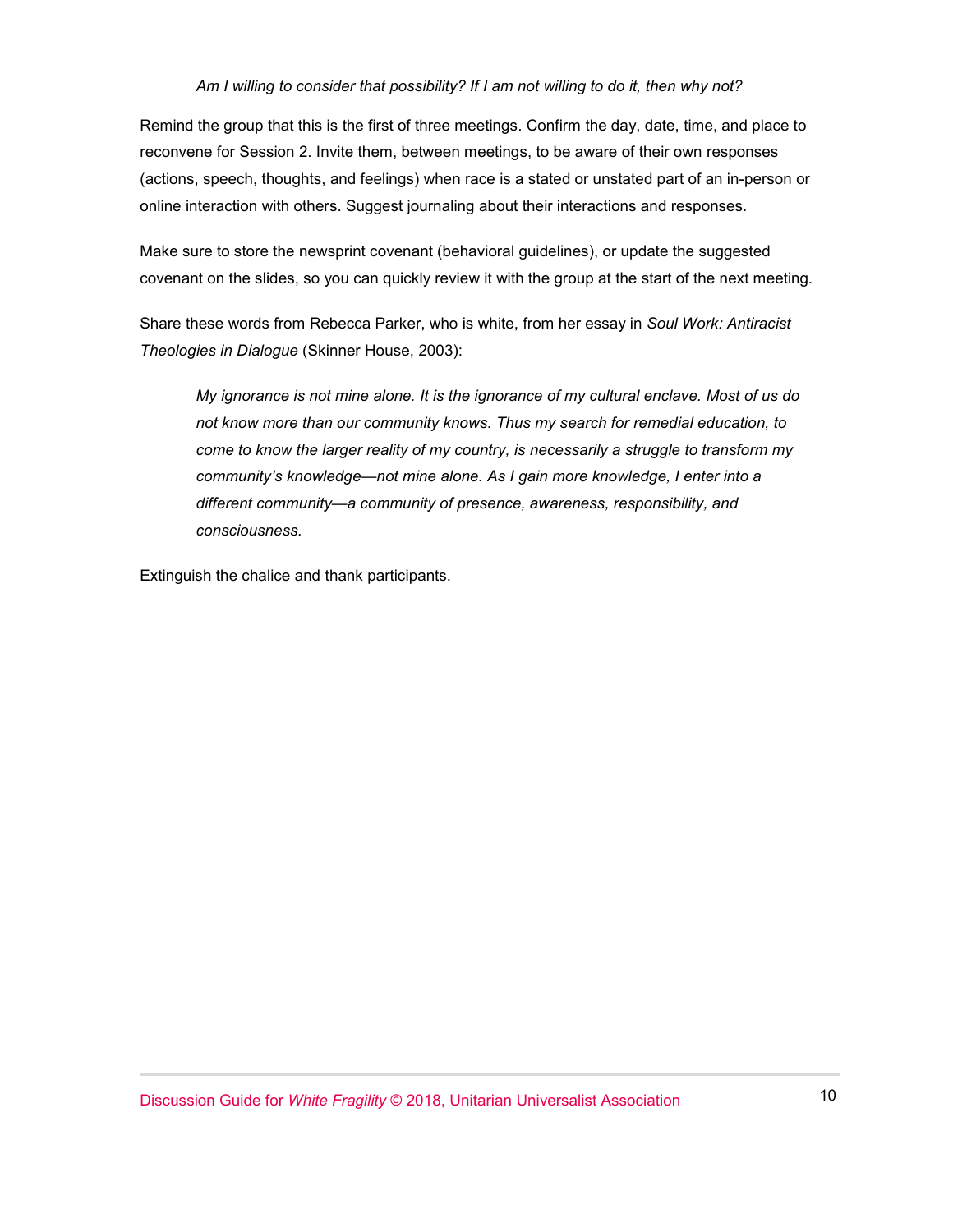*Am I willing to consider that possibility? If I am not willing to do it, then why not?*

Remind the group that this is the first of three meetings. Confirm the day, date, time, and place to reconvene for Session 2. Invite them, between meetings, to be aware of their own responses (actions, speech, thoughts, and feelings) when race is a stated or unstated part of an in-person or online interaction with others. Suggest journaling about their interactions and responses.

Make sure to store the newsprint covenant (behavioral guidelines), or update the suggested covenant on the slides, so you can quickly review it with the group at the start of the next meeting.

Share these words from Rebecca Parker, who is white, from her essay in *Soul Work: Antiracist Theologies in Dialogue* (Skinner House, 2003):

> *My ignorance is not mine alone. It is the ignorance of my cultural enclave. Most of us do not know more than our community knows. Thus my search for remedial education, to come to know the larger reality of my country, is necessarily a struggle to transform my community's knowledge—not mine alone. As I gain more knowledge, I enter into a different community—a community of presence, awareness, responsibility, and consciousness.*

Extinguish the chalice and thank participants.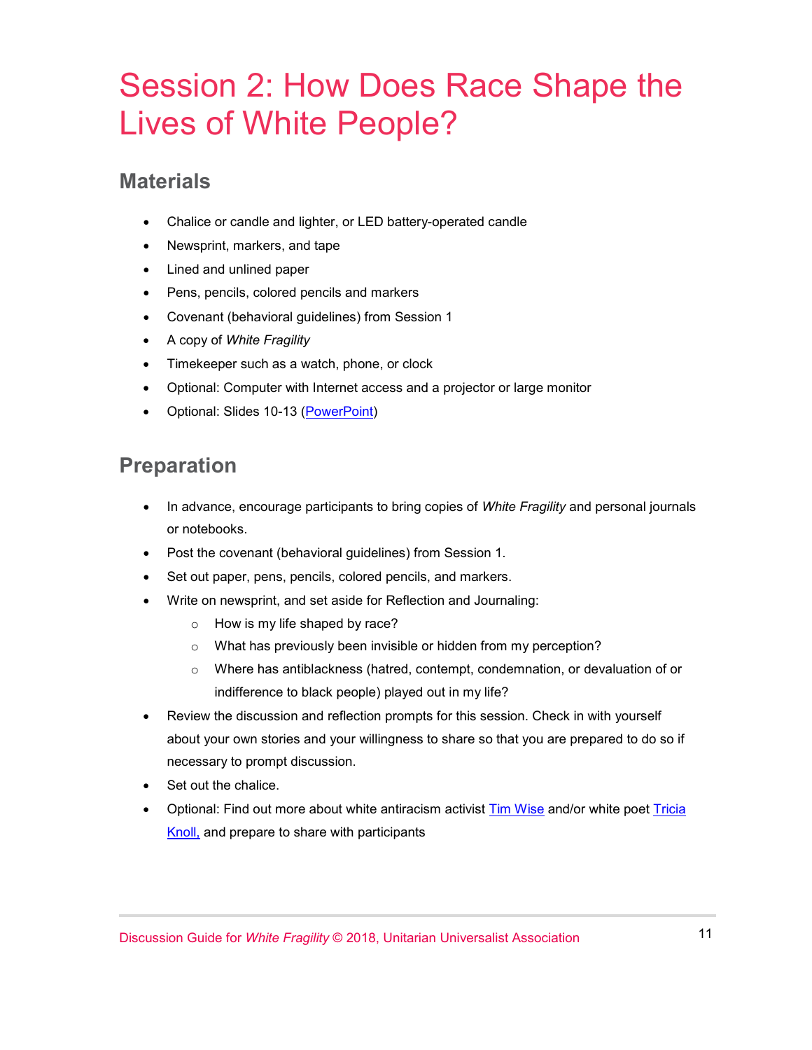# Session 2: How Does Race Shape the Lives of White People?

## Materials

- Chalice or candle and lighter, or LED battery-operated candle
- Newsprint, markers, and tape
- Lined and unlined paper
- Pens, pencils, colored pencils and markers
- Covenant (behavioral guidelines) from Session 1
- A copy of *White Fragility*
- Timekeeper such as a watch, phone, or clock
- Optional: Computer with Internet access and a projector or large monitor
- Optional: Slides 10-13 (PowerPoint)

## Preparation

- In advance, encourage participants to bring copies of *White Fragility* and personal journals or notebooks.
- Post the covenant (behavioral guidelines) from Session 1.
- Set out paper, pens, pencils, colored pencils, and markers.
- Write on newsprint, and set aside for Reflection and Journaling:
  - How is my life shaped by race?
  - What has previously been invisible or hidden from my perception?
  - Where has antiblackness (hatred, contempt, condemnation, or devaluation of or indifference to black people) played out in my life?
- Review the discussion and reflection prompts for this session. Check in with yourself about your own stories and your willingness to share so that you are prepared to do so if necessary to prompt discussion.
- Set out the chalice.
- Optional: Find out more about white antiracism activist Tim Wise and/or white poet Tricia Knoll, and prepare to share with participants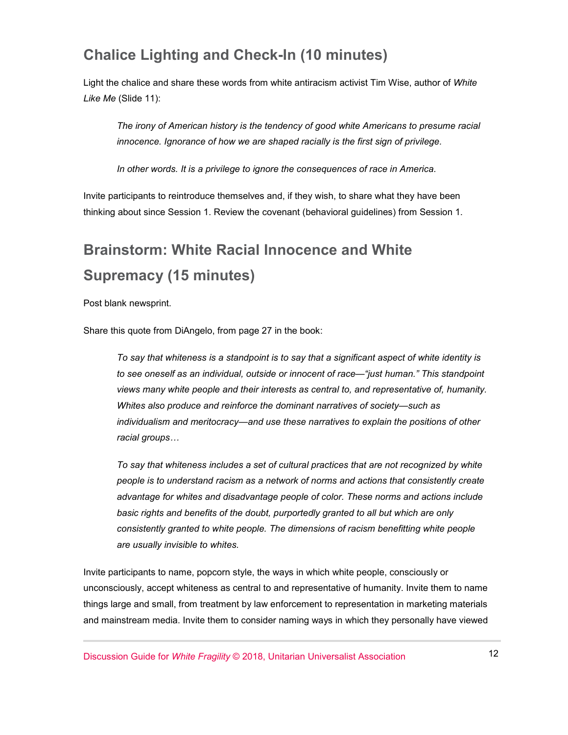## Chalice Lighting and Check-In (10 minutes)

Light the chalice and share these words from white antiracism activist Tim Wise, author of *White Like Me* (Slide 11):

> *The irony of American history is the tendency of good white Americans to presume racial innocence. Ignorance of how we are shaped racially is the first sign of privilege.*
>
> *In other words. It is a privilege to ignore the consequences of race in America.*

Invite participants to reintroduce themselves and, if they wish, to share what they have been thinking about since Session 1. Review the covenant (behavioral guidelines) from Session 1.

## Brainstorm: White Racial Innocence and White Supremacy (15 minutes)

Post blank newsprint.

Share this quote from DiAngelo, from page 27 in the book:

> *To say that whiteness is a standpoint is to say that a significant aspect of white identity is to see oneself as an individual, outside or innocent of race—"just human." This standpoint views many white people and their interests as central to, and representative of, humanity. Whites also produce and reinforce the dominant narratives of society—such as individualism and meritocracy—and use these narratives to explain the positions of other racial groups…*
>
> *To say that whiteness includes a set of cultural practices that are not recognized by white people is to understand racism as a network of norms and actions that consistently create advantage for whites and disadvantage people of color. These norms and actions include basic rights and benefits of the doubt, purportedly granted to all but which are only consistently granted to white people. The dimensions of racism benefitting white people are usually invisible to whites.*

Invite participants to name, popcorn style, the ways in which white people, consciously or unconsciously, accept whiteness as central to and representative of humanity. Invite them to name things large and small, from treatment by law enforcement to representation in marketing materials and mainstream media. Invite them to consider naming ways in which they personally have viewed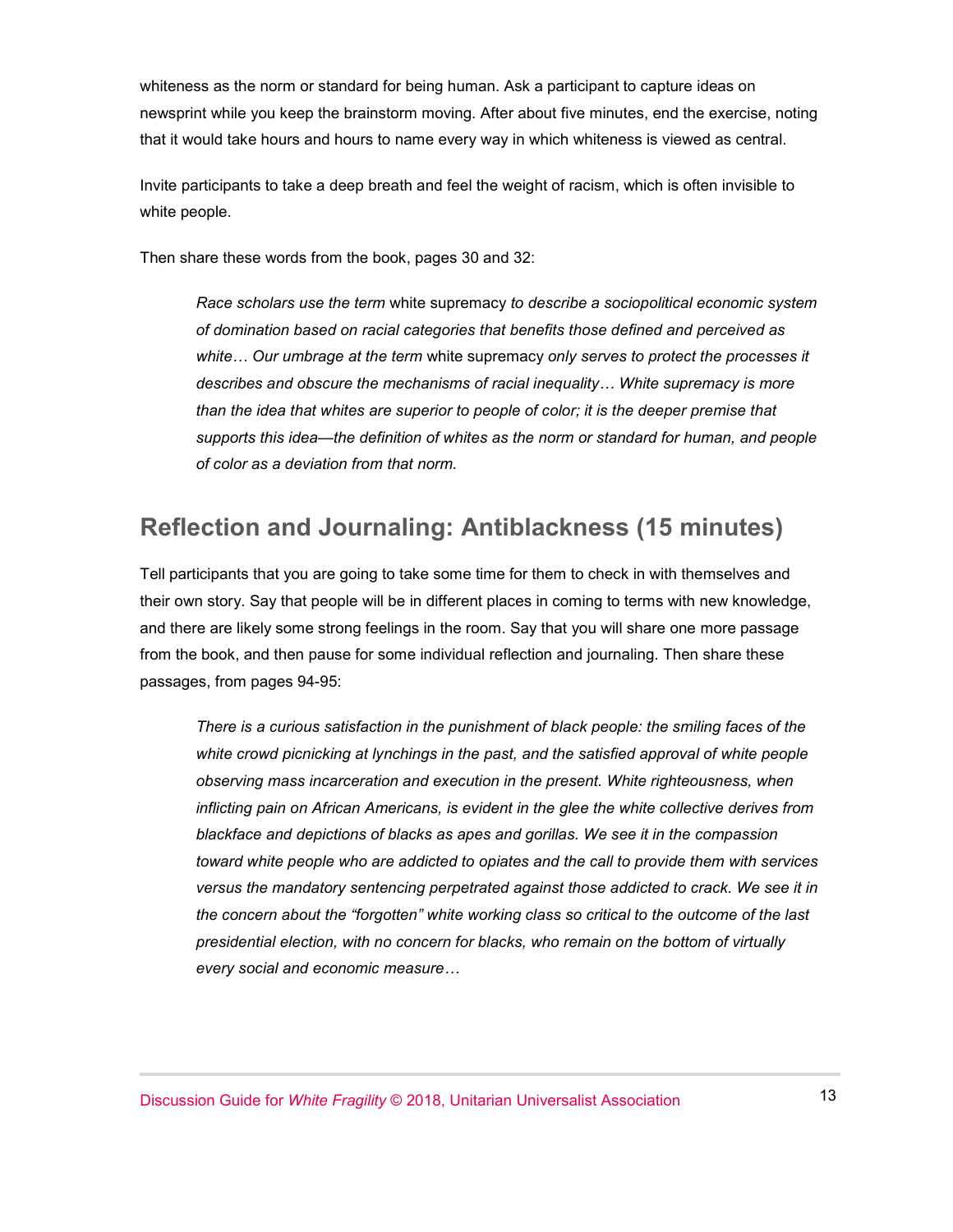whiteness as the norm or standard for being human. Ask a participant to capture ideas on newsprint while you keep the brainstorm moving. After about five minutes, end the exercise, noting that it would take hours and hours to name every way in which whiteness is viewed as central.

Invite participants to take a deep breath and feel the weight of racism, which is often invisible to white people.

Then share these words from the book, pages 30 and 32:

> *Race scholars use the term* white supremacy *to describe a sociopolitical economic system of domination based on racial categories that benefits those defined and perceived as white… Our umbrage at the term* white supremacy *only serves to protect the processes it describes and obscure the mechanisms of racial inequality… White supremacy is more than the idea that whites are superior to people of color; it is the deeper premise that supports this idea—the definition of whites as the norm or standard for human, and people of color as a deviation from that norm.*

## Reflection and Journaling: Antiblackness (15 minutes)

Tell participants that you are going to take some time for them to check in with themselves and their own story. Say that people will be in different places in coming to terms with new knowledge, and there are likely some strong feelings in the room. Say that you will share one more passage from the book, and then pause for some individual reflection and journaling. Then share these passages, from pages 94-95:

> *There is a curious satisfaction in the punishment of black people: the smiling faces of the white crowd picnicking at lynchings in the past, and the satisfied approval of white people observing mass incarceration and execution in the present. White righteousness, when inflicting pain on African Americans, is evident in the glee the white collective derives from blackface and depictions of blacks as apes and gorillas. We see it in the compassion toward white people who are addicted to opiates and the call to provide them with services versus the mandatory sentencing perpetrated against those addicted to crack. We see it in the concern about the "forgotten" white working class so critical to the outcome of the last presidential election, with no concern for blacks, who remain on the bottom of virtually every social and economic measure…*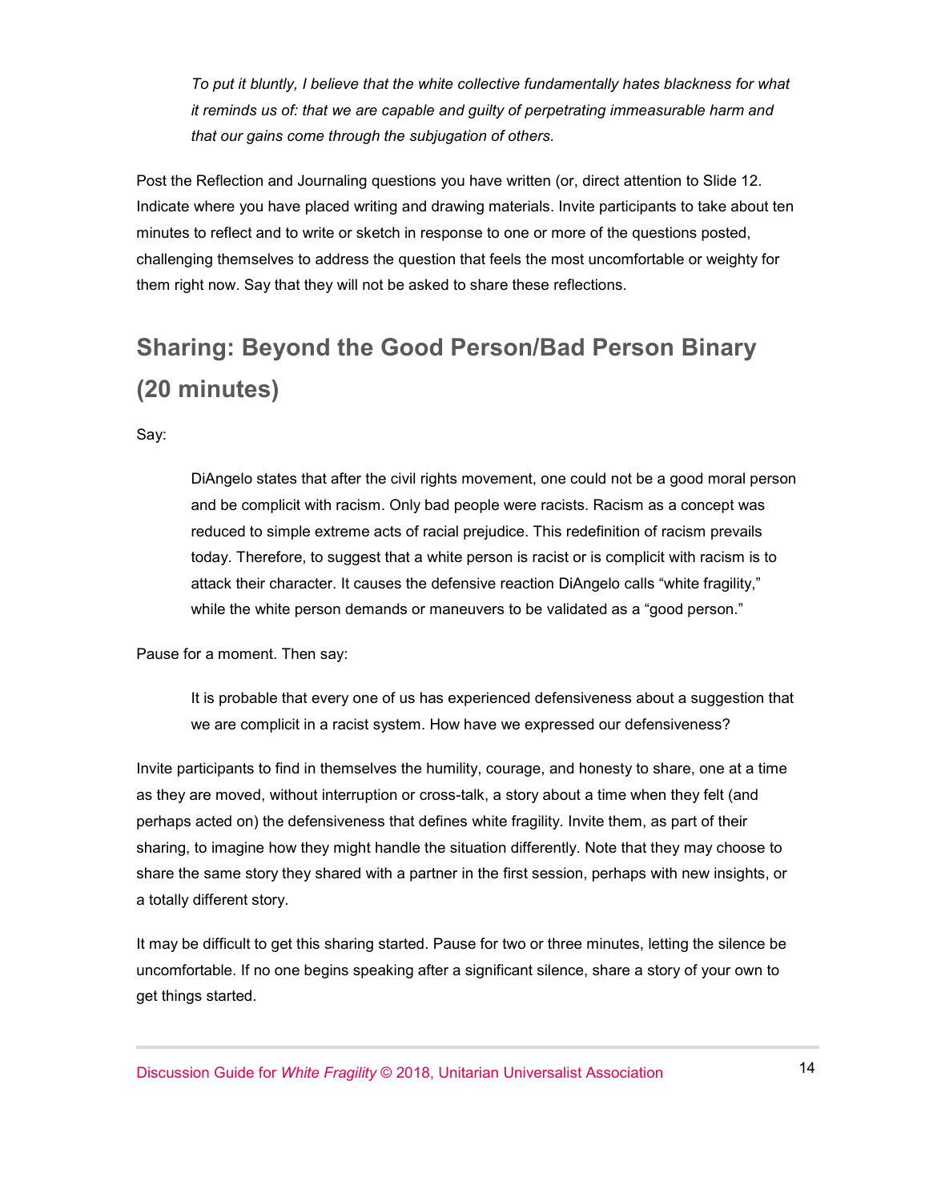> *To put it bluntly, I believe that the white collective fundamentally hates blackness for what it reminds us of: that we are capable and guilty of perpetrating immeasurable harm and that our gains come through the subjugation of others.*

Post the Reflection and Journaling questions you have written (or, direct attention to Slide 12. Indicate where you have placed writing and drawing materials. Invite participants to take about ten minutes to reflect and to write or sketch in response to one or more of the questions posted, challenging themselves to address the question that feels the most uncomfortable or weighty for them right now. Say that they will not be asked to share these reflections.

## Sharing: Beyond the Good Person/Bad Person Binary (20 minutes)

Say:

> DiAngelo states that after the civil rights movement, one could not be a good moral person and be complicit with racism. Only bad people were racists. Racism as a concept was reduced to simple extreme acts of racial prejudice. This redefinition of racism prevails today. Therefore, to suggest that a white person is racist or is complicit with racism is to attack their character. It causes the defensive reaction DiAngelo calls "white fragility," while the white person demands or maneuvers to be validated as a "good person."

Pause for a moment. Then say:

> It is probable that every one of us has experienced defensiveness about a suggestion that we are complicit in a racist system. How have we expressed our defensiveness?

Invite participants to find in themselves the humility, courage, and honesty to share, one at a time as they are moved, without interruption or cross-talk, a story about a time when they felt (and perhaps acted on) the defensiveness that defines white fragility. Invite them, as part of their sharing, to imagine how they might handle the situation differently. Note that they may choose to share the same story they shared with a partner in the first session, perhaps with new insights, or a totally different story.

It may be difficult to get this sharing started. Pause for two or three minutes, letting the silence be uncomfortable. If no one begins speaking after a significant silence, share a story of your own to get things started.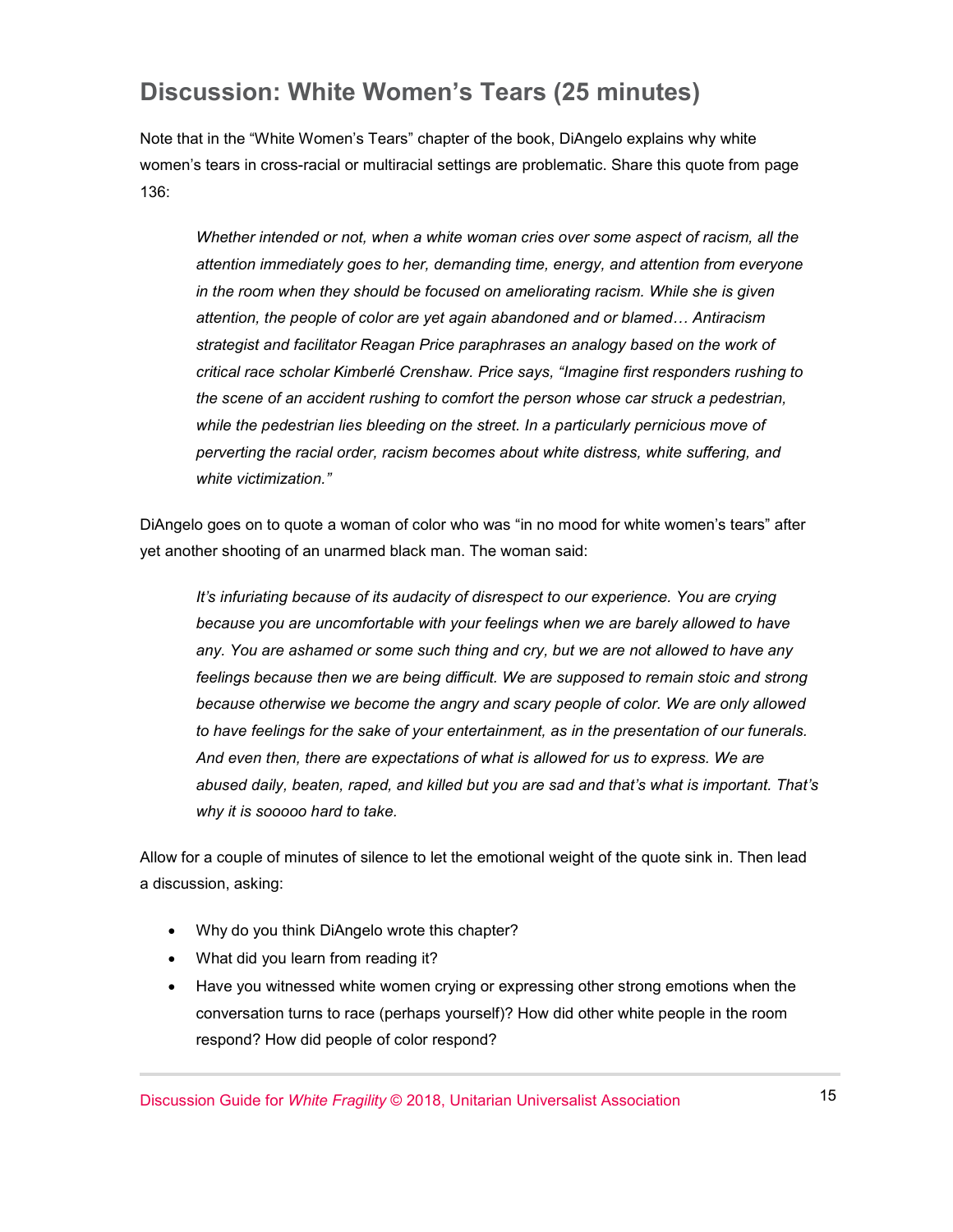## Discussion: White Women's Tears (25 minutes)

Note that in the "White Women's Tears" chapter of the book, DiAngelo explains why white women's tears in cross-racial or multiracial settings are problematic. Share this quote from page 136:

> *Whether intended or not, when a white woman cries over some aspect of racism, all the attention immediately goes to her, demanding time, energy, and attention from everyone in the room when they should be focused on ameliorating racism. While she is given attention, the people of color are yet again abandoned and or blamed… Antiracism strategist and facilitator Reagan Price paraphrases an analogy based on the work of critical race scholar Kimberlé Crenshaw. Price says, "Imagine first responders rushing to the scene of an accident rushing to comfort the person whose car struck a pedestrian, while the pedestrian lies bleeding on the street. In a particularly pernicious move of perverting the racial order, racism becomes about white distress, white suffering, and white victimization."*

DiAngelo goes on to quote a woman of color who was "in no mood for white women's tears" after yet another shooting of an unarmed black man. The woman said:

> *It's infuriating because of its audacity of disrespect to our experience. You are crying because you are uncomfortable with your feelings when we are barely allowed to have any. You are ashamed or some such thing and cry, but we are not allowed to have any feelings because then we are being difficult. We are supposed to remain stoic and strong because otherwise we become the angry and scary people of color. We are only allowed to have feelings for the sake of your entertainment, as in the presentation of our funerals. And even then, there are expectations of what is allowed for us to express. We are abused daily, beaten, raped, and killed but you are sad and that's what is important. That's why it is sooooo hard to take.*

Allow for a couple of minutes of silence to let the emotional weight of the quote sink in. Then lead a discussion, asking:

- Why do you think DiAngelo wrote this chapter?
- What did you learn from reading it?
- Have you witnessed white women crying or expressing other strong emotions when the conversation turns to race (perhaps yourself)? How did other white people in the room respond? How did people of color respond?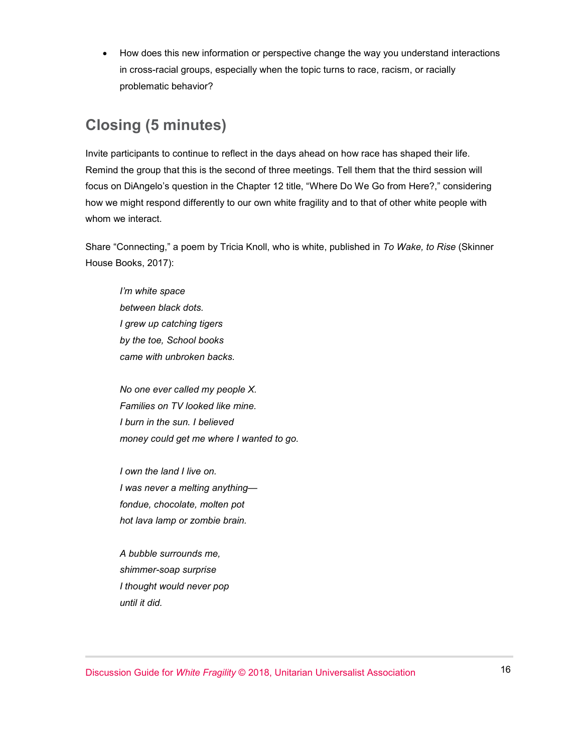- How does this new information or perspective change the way you understand interactions in cross-racial groups, especially when the topic turns to race, racism, or racially problematic behavior?

## Closing (5 minutes)

Invite participants to continue to reflect in the days ahead on how race has shaped their life. Remind the group that this is the second of three meetings. Tell them that the third session will focus on DiAngelo's question in the Chapter 12 title, "Where Do We Go from Here?," considering how we might respond differently to our own white fragility and to that of other white people with whom we interact.

Share "Connecting," a poem by Tricia Knoll, who is white, published in *To Wake, to Rise* (Skinner House Books, 2017):

> *I'm white space*
> *between black dots.*
> *I grew up catching tigers*
> *by the toe, School books*
> *came with unbroken backs.*
>
> *No one ever called my people X.*
> *Families on TV looked like mine.*
> *I burn in the sun. I believed*
> *money could get me where I wanted to go.*
>
> *I own the land I live on.*
> *I was never a melting anything—*
> *fondue, chocolate, molten pot*
> *hot lava lamp or zombie brain.*
>
> *A bubble surrounds me,*
> *shimmer-soap surprise*
> *I thought would never pop*
> *until it did.*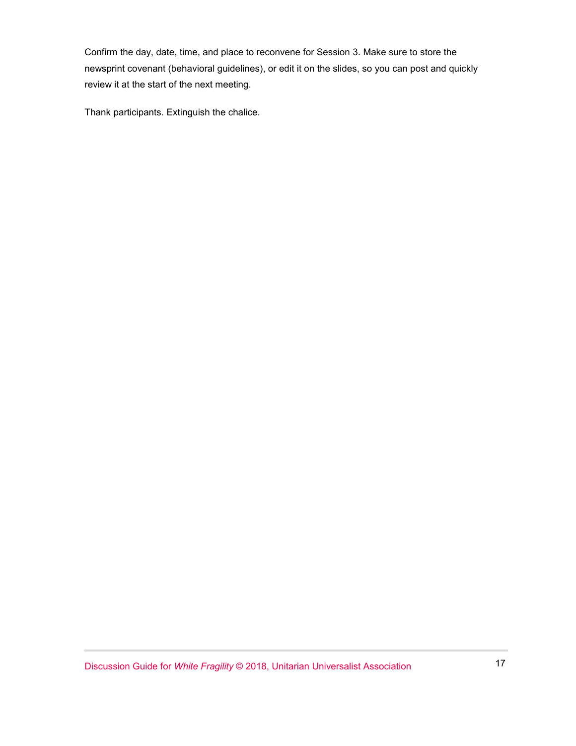Confirm the day, date, time, and place to reconvene for Session 3. Make sure to store the newsprint covenant (behavioral guidelines), or edit it on the slides, so you can post and quickly review it at the start of the next meeting.

Thank participants. Extinguish the chalice.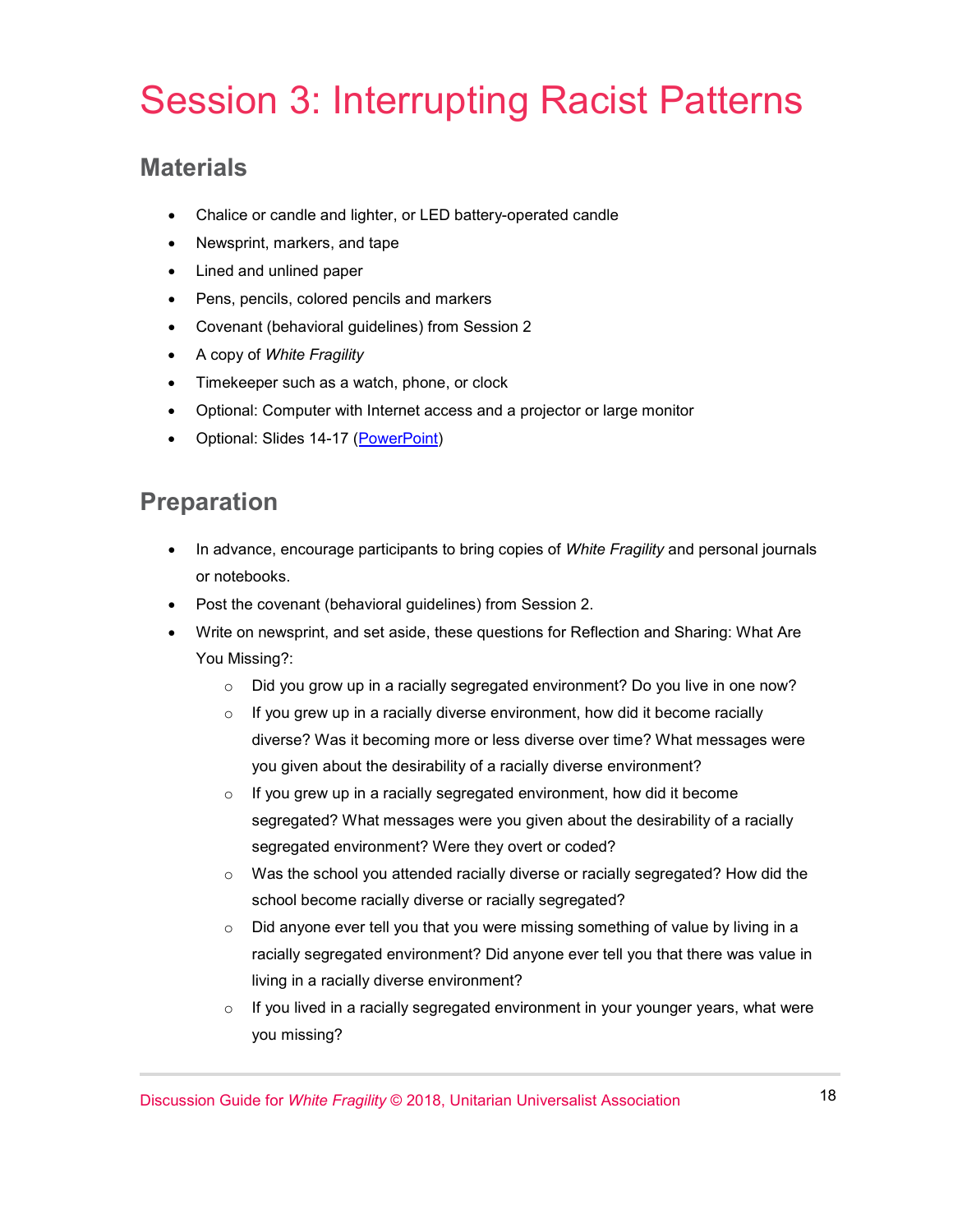# Session 3: Interrupting Racist Patterns

## Materials

- Chalice or candle and lighter, or LED battery-operated candle
- Newsprint, markers, and tape
- Lined and unlined paper
- Pens, pencils, colored pencils and markers
- Covenant (behavioral guidelines) from Session 2
- A copy of *White Fragility*
- Timekeeper such as a watch, phone, or clock
- Optional: Computer with Internet access and a projector or large monitor
- Optional: Slides 14-17 (PowerPoint)

## Preparation

- In advance, encourage participants to bring copies of *White Fragility* and personal journals or notebooks.
- Post the covenant (behavioral guidelines) from Session 2.
- Write on newsprint, and set aside, these questions for Reflection and Sharing: What Are You Missing?:
  - Did you grow up in a racially segregated environment? Do you live in one now?
  - If you grew up in a racially diverse environment, how did it become racially diverse? Was it becoming more or less diverse over time? What messages were you given about the desirability of a racially diverse environment?
  - If you grew up in a racially segregated environment, how did it become segregated? What messages were you given about the desirability of a racially segregated environment? Were they overt or coded?
  - Was the school you attended racially diverse or racially segregated? How did the school become racially diverse or racially segregated?
  - Did anyone ever tell you that you were missing something of value by living in a racially segregated environment? Did anyone ever tell you that there was value in living in a racially diverse environment?
  - If you lived in a racially segregated environment in your younger years, what were you missing?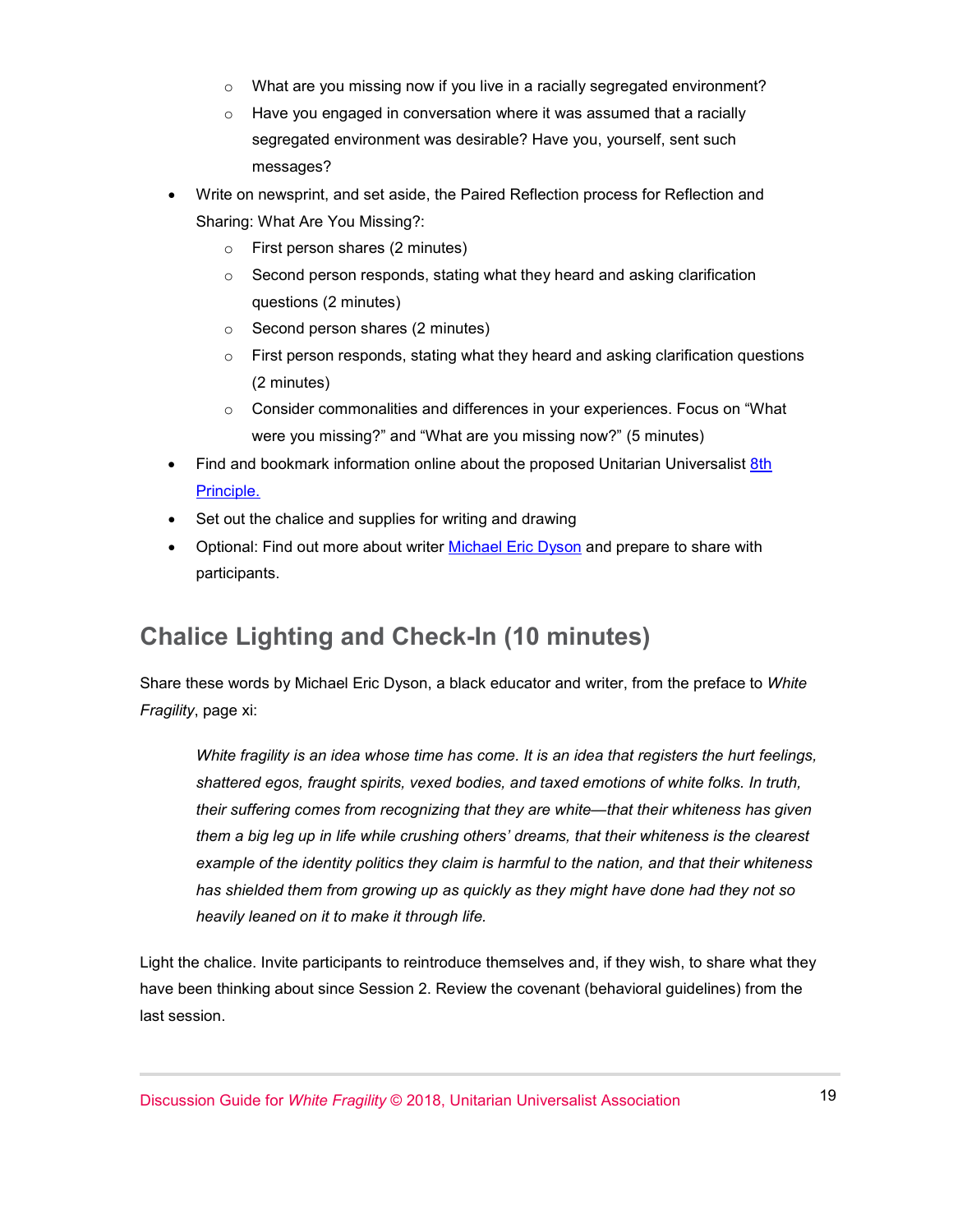- What are you missing now if you live in a racially segregated environment?
  - Have you engaged in conversation where it was assumed that a racially segregated environment was desirable? Have you, yourself, sent such messages?
- Write on newsprint, and set aside, the Paired Reflection process for Reflection and Sharing: What Are You Missing?:
  - First person shares (2 minutes)
  - Second person responds, stating what they heard and asking clarification questions (2 minutes)
  - Second person shares (2 minutes)
  - First person responds, stating what they heard and asking clarification questions (2 minutes)
  - Consider commonalities and differences in your experiences. Focus on "What were you missing?" and "What are you missing now?" (5 minutes)
- Find and bookmark information online about the proposed Unitarian Universalist 8th Principle.
- Set out the chalice and supplies for writing and drawing
- Optional: Find out more about writer Michael Eric Dyson and prepare to share with participants.

## Chalice Lighting and Check-In (10 minutes)

Share these words by Michael Eric Dyson, a black educator and writer, from the preface to *White Fragility*, page xi:

> *White fragility is an idea whose time has come. It is an idea that registers the hurt feelings, shattered egos, fraught spirits, vexed bodies, and taxed emotions of white folks. In truth, their suffering comes from recognizing that they are white—that their whiteness has given them a big leg up in life while crushing others' dreams, that their whiteness is the clearest example of the identity politics they claim is harmful to the nation, and that their whiteness has shielded them from growing up as quickly as they might have done had they not so heavily leaned on it to make it through life.*

Light the chalice. Invite participants to reintroduce themselves and, if they wish, to share what they have been thinking about since Session 2. Review the covenant (behavioral guidelines) from the last session.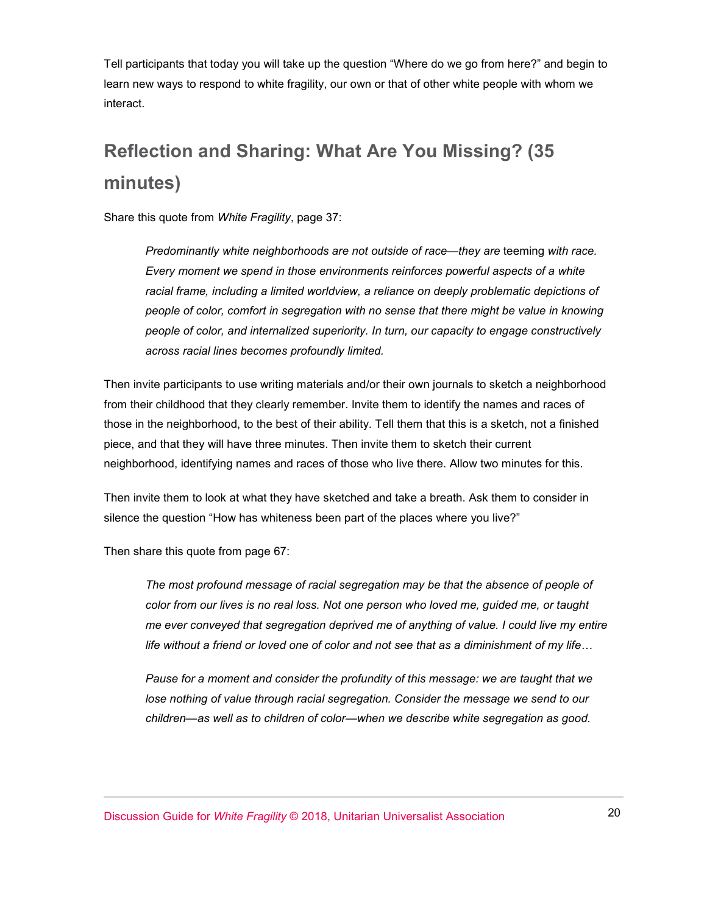Tell participants that today you will take up the question “Where do we go from here?” and begin to learn new ways to respond to white fragility, our own or that of other white people with whom we interact.

## Reflection and Sharing: What Are You Missing? (35 minutes)

Share this quote from *White Fragility*, page 37:

> *Predominantly white neighborhoods are not outside of race—they are* teeming *with race. Every moment we spend in those environments reinforces powerful aspects of a white racial frame, including a limited worldview, a reliance on deeply problematic depictions of people of color, comfort in segregation with no sense that there might be value in knowing people of color, and internalized superiority. In turn, our capacity to engage constructively across racial lines becomes profoundly limited.*

Then invite participants to use writing materials and/or their own journals to sketch a neighborhood from their childhood that they clearly remember. Invite them to identify the names and races of those in the neighborhood, to the best of their ability. Tell them that this is a sketch, not a finished piece, and that they will have three minutes. Then invite them to sketch their current neighborhood, identifying names and races of those who live there. Allow two minutes for this.

Then invite them to look at what they have sketched and take a breath. Ask them to consider in silence the question “How has whiteness been part of the places where you live?”

Then share this quote from page 67:

> *The most profound message of racial segregation may be that the absence of people of color from our lives is no real loss. Not one person who loved me, guided me, or taught me ever conveyed that segregation deprived me of anything of value. I could live my entire life without a friend or loved one of color and not see that as a diminishment of my life…*
>
> *Pause for a moment and consider the profundity of this message: we are taught that we lose nothing of value through racial segregation. Consider the message we send to our children—as well as to children of color—when we describe white segregation as good.*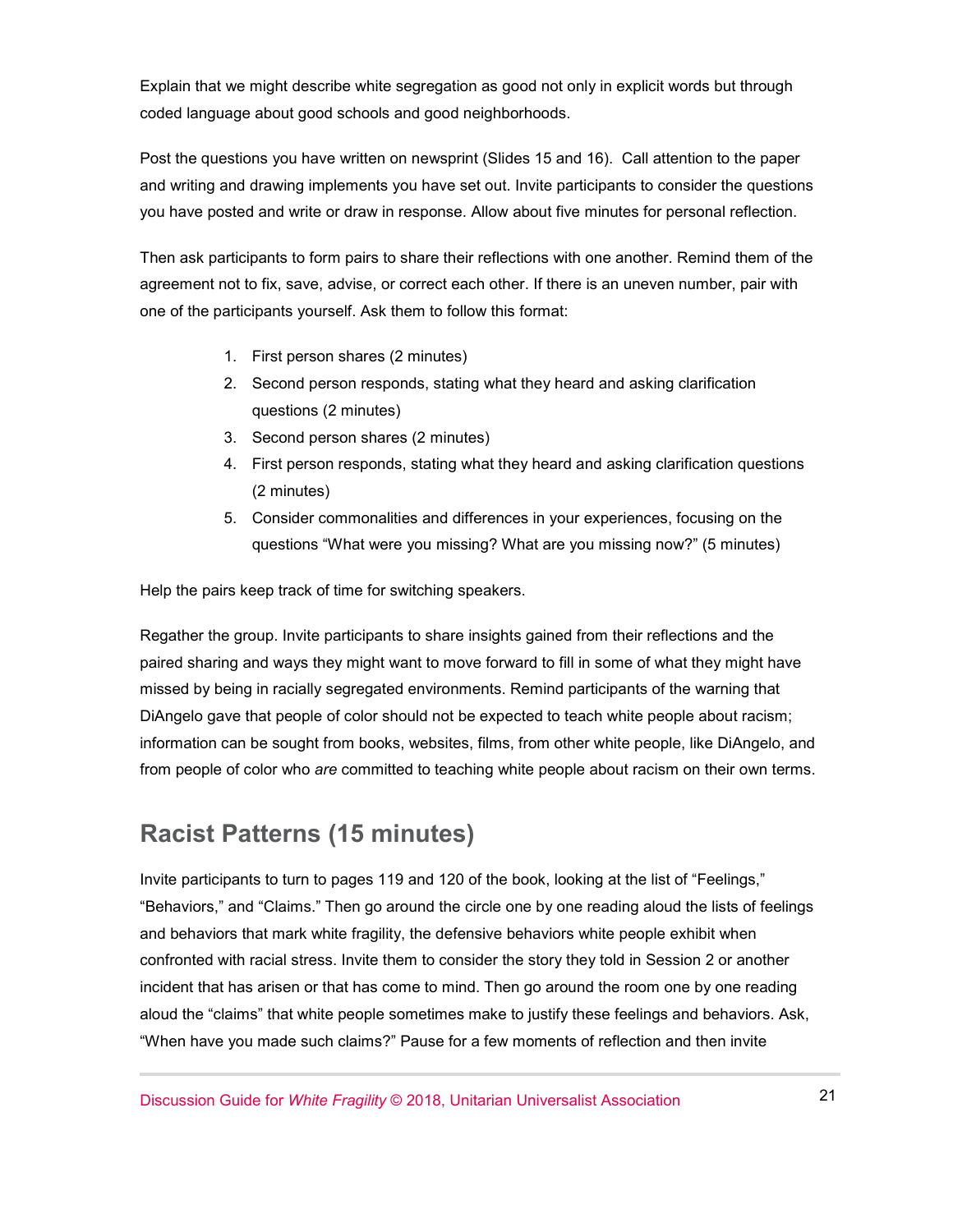Explain that we might describe white segregation as good not only in explicit words but through coded language about good schools and good neighborhoods.

Post the questions you have written on newsprint (Slides 15 and 16). Call attention to the paper and writing and drawing implements you have set out. Invite participants to consider the questions you have posted and write or draw in response. Allow about five minutes for personal reflection.

Then ask participants to form pairs to share their reflections with one another. Remind them of the agreement not to fix, save, advise, or correct each other. If there is an uneven number, pair with one of the participants yourself. Ask them to follow this format:

1. First person shares (2 minutes)
2. Second person responds, stating what they heard and asking clarification questions (2 minutes)
3. Second person shares (2 minutes)
4. First person responds, stating what they heard and asking clarification questions (2 minutes)
5. Consider commonalities and differences in your experiences, focusing on the questions "What were you missing? What are you missing now?" (5 minutes)

Help the pairs keep track of time for switching speakers.

Regather the group. Invite participants to share insights gained from their reflections and the paired sharing and ways they might want to move forward to fill in some of what they might have missed by being in racially segregated environments. Remind participants of the warning that DiAngelo gave that people of color should not be expected to teach white people about racism; information can be sought from books, websites, films, from other white people, like DiAngelo, and from people of color who *are* committed to teaching white people about racism on their own terms.

## Racist Patterns (15 minutes)

Invite participants to turn to pages 119 and 120 of the book, looking at the list of "Feelings," "Behaviors," and "Claims." Then go around the circle one by one reading aloud the lists of feelings and behaviors that mark white fragility, the defensive behaviors white people exhibit when confronted with racial stress. Invite them to consider the story they told in Session 2 or another incident that has arisen or that has come to mind. Then go around the room one by one reading aloud the "claims" that white people sometimes make to justify these feelings and behaviors. Ask, "When have you made such claims?" Pause for a few moments of reflection and then invite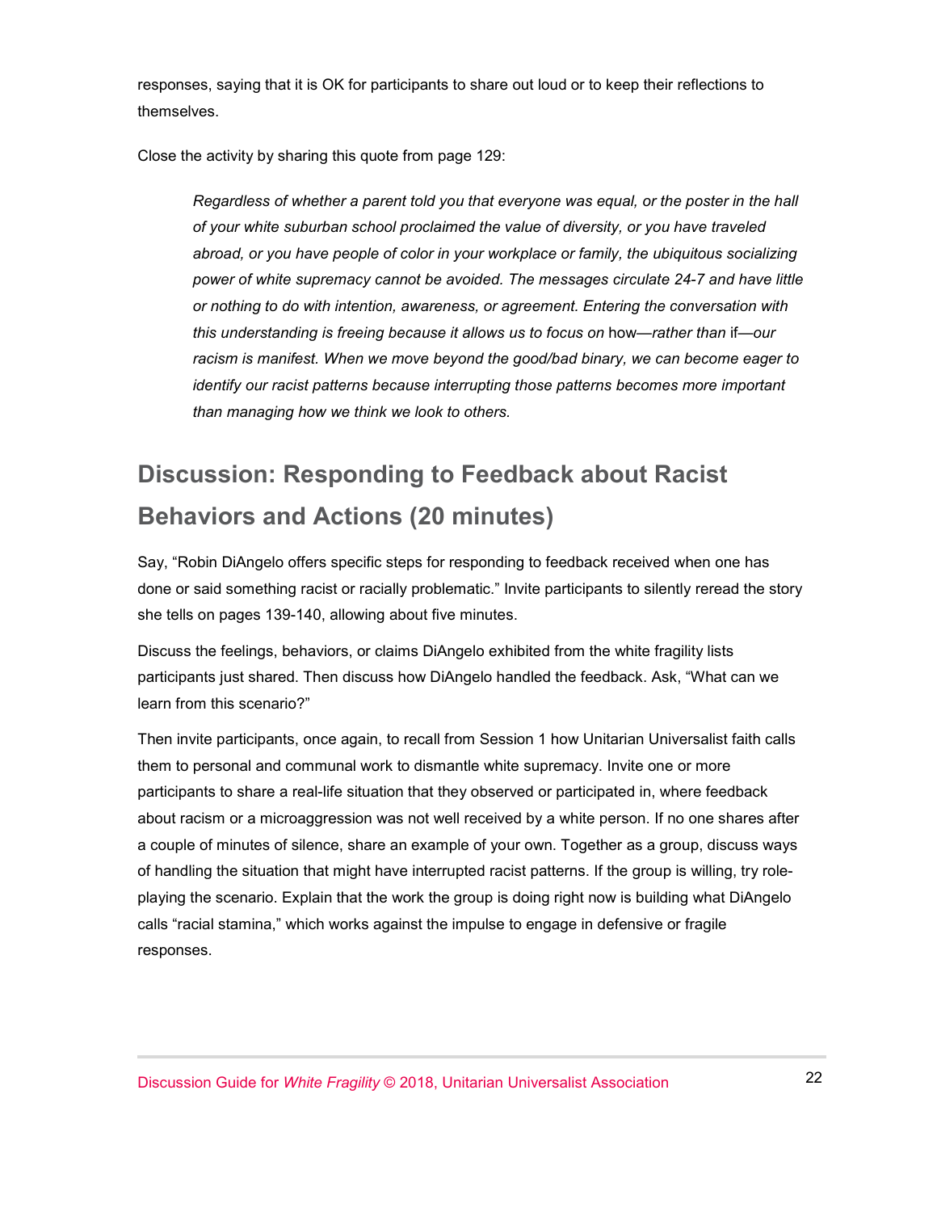responses, saying that it is OK for participants to share out loud or to keep their reflections to themselves.

Close the activity by sharing this quote from page 129:

> *Regardless of whether a parent told you that everyone was equal, or the poster in the hall of your white suburban school proclaimed the value of diversity, or you have traveled abroad, or you have people of color in your workplace or family, the ubiquitous socializing power of white supremacy cannot be avoided. The messages circulate 24-7 and have little or nothing to do with intention, awareness, or agreement. Entering the conversation with this understanding is freeing because it allows us to focus on* how*—rather than* if*—our racism is manifest. When we move beyond the good/bad binary, we can become eager to identify our racist patterns because interrupting those patterns becomes more important than managing how we think we look to others.*

## Discussion: Responding to Feedback about Racist Behaviors and Actions (20 minutes)

Say, "Robin DiAngelo offers specific steps for responding to feedback received when one has done or said something racist or racially problematic." Invite participants to silently reread the story she tells on pages 139-140, allowing about five minutes.

Discuss the feelings, behaviors, or claims DiAngelo exhibited from the white fragility lists participants just shared. Then discuss how DiAngelo handled the feedback. Ask, "What can we learn from this scenario?"

Then invite participants, once again, to recall from Session 1 how Unitarian Universalist faith calls them to personal and communal work to dismantle white supremacy. Invite one or more participants to share a real-life situation that they observed or participated in, where feedback about racism or a microaggression was not well received by a white person. If no one shares after a couple of minutes of silence, share an example of your own. Together as a group, discuss ways of handling the situation that might have interrupted racist patterns. If the group is willing, try role-playing the scenario. Explain that the work the group is doing right now is building what DiAngelo calls "racial stamina," which works against the impulse to engage in defensive or fragile responses.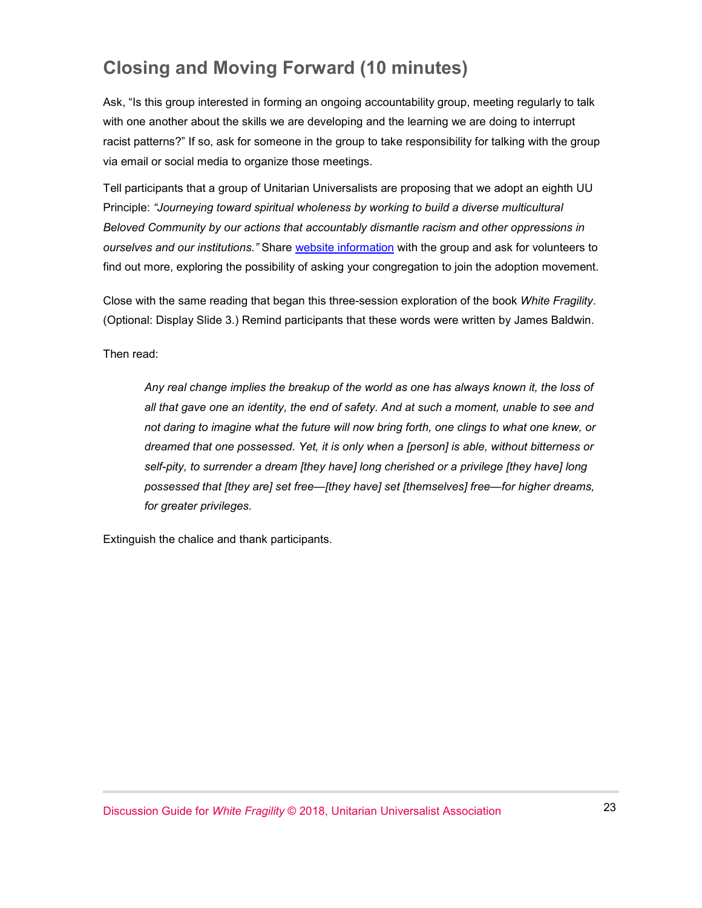## Closing and Moving Forward (10 minutes)

Ask, "Is this group interested in forming an ongoing accountability group, meeting regularly to talk with one another about the skills we are developing and the learning we are doing to interrupt racist patterns?" If so, ask for someone in the group to take responsibility for talking with the group via email or social media to organize those meetings.

Tell participants that a group of Unitarian Universalists are proposing that we adopt an eighth UU Principle: *"Journeying toward spiritual wholeness by working to build a diverse multicultural Beloved Community by our actions that accountably dismantle racism and other oppressions in ourselves and our institutions."* Share website information with the group and ask for volunteers to find out more, exploring the possibility of asking your congregation to join the adoption movement.

Close with the same reading that began this three-session exploration of the book *White Fragility*. (Optional: Display Slide 3.) Remind participants that these words were written by James Baldwin.

Then read:

> *Any real change implies the breakup of the world as one has always known it, the loss of all that gave one an identity, the end of safety. And at such a moment, unable to see and not daring to imagine what the future will now bring forth, one clings to what one knew, or dreamed that one possessed. Yet, it is only when a [person] is able, without bitterness or self-pity, to surrender a dream [they have] long cherished or a privilege [they have] long possessed that [they are] set free—[they have] set [themselves] free—for higher dreams, for greater privileges.*

Extinguish the chalice and thank participants.